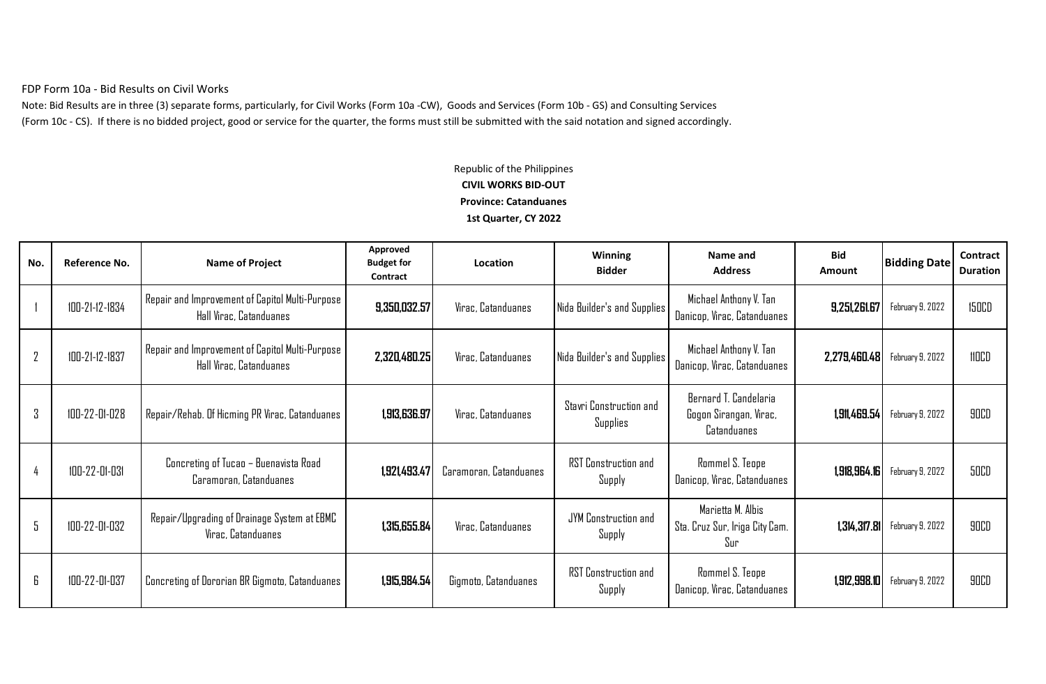FDP Form 10a - Bid Results on Civil Works

Note: Bid Results are in three (3) separate forms, particularly, for Civil Works (Form 10a -CW), Goods and Services (Form 10b - GS) and Consulting Services (Form 10c - CS). If there is no bidded project, good or service for the quarter, the forms must still be submitted with the said notation and signed accordingly.

Republic of the Philippines

**CIVIL WORKS BID-OUT**

**Province: Catanduanes**

**1st Quarter, CY 2022**

| No. | Reference No. | Name of Project | Approved Budget for Contract | Location | Winning Bidder | Name and Address | Bid Amount | Bidding Date | Contract Duration |
|---|---|---|---|---|---|---|---|---|---|
| 1 | 100-21-12-1834 | Repair and Improvement of Capitol Multi-Purpose Hall Virac, Catanduanes | **9,350,032.57** | Virac, Catanduanes | Nida Builder's and Supplies | Michael Anthony V. Tan Danicop, Virac, Catanduanes | **9,251,261.67** | February 9, 2022 | 150CD |
| 2 | 100-21-12-1837 | Repair and Improvement of Capitol Multi-Purpose Hall Virac, Catanduanes | **2,320,480.25** | Virac, Catanduanes | Nida Builder's and Supplies | Michael Anthony V. Tan Danicop, Virac, Catanduanes | **2,279,460.48** | February 9, 2022 | 110CD |
| 3 | 100-22-01-028 | Repair/Rehab. Of Hicming PR Virac, Catanduanes | **1,913,636.97** | Virac, Catanduanes | Stavri Construction and Supplies | Bernard T. Candelaria Gogon Sirangan, Virac, Catanduanes | **1,911,469.54** | February 9, 2022 | 90CD |
| 4 | 100-22-01-031 | Concreting of Tucao – Buenavista Road Caramoran, Catanduanes | **1,921,493.47** | Caramoran, Catanduanes | RST Construction and Supply | Rommel S. Teope Danicop, Virac, Catanduanes | **1,918,964.16** | February 9, 2022 | 50CD |
| 5 | 100-22-01-032 | Repair/Upgrading of Drainage System at EBMC Virac, Catanduanes | **1,315,655.84** | Virac, Catanduanes | JYM Construction and Supply | Marietta M. Albis Sta. Cruz Sur, Iriga City Cam. Sur | **1,314,317.81** | February 9, 2022 | 90CD |
| 6 | 100-22-01-037 | Concreting of Dororian BR Gigmoto, Catanduanes | **1,915,984.54** | Gigmoto, Catanduanes | RST Construction and Supply | Rommel S. Teope Danicop, Virac, Catanduanes | **1,912,998.10** | February 9, 2022 | 90CD |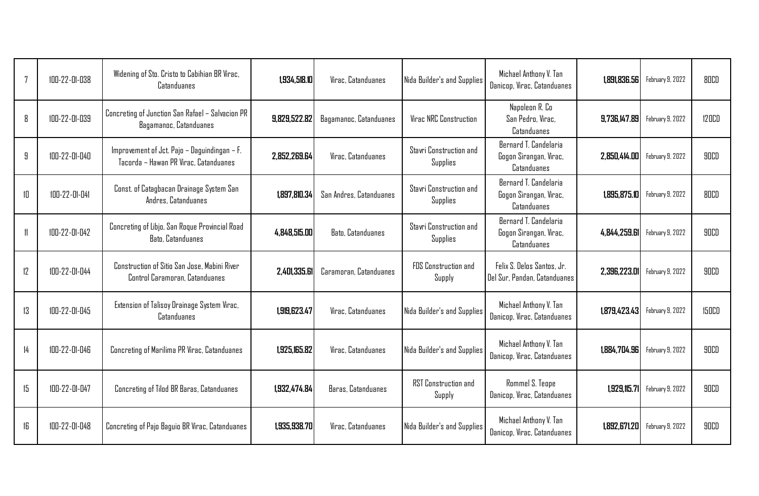| 7 | 100-22-01-038 | Widening of Sto. Cristo to Cabihian BR Virac, Catanduanes | 1,934,518.10 | Virac, Catanduanes | Nida Builder's and Supplies | Michael Anthony V. Tan Danicop, Virac, Catanduanes | 1,891,836.56 | February 9, 2022 | 80CD |
|---|---|---|---|---|---|---|---|---|---|
| 8 | 100-22-01-039 | Concreting of Junction San Rafael – Salvacion PR Bagamanoc, Catanduanes | 9,829,522.82 | Bagamanoc, Catanduanes | Virac NRC Construction | Napoleon R. Co San Pedro, Virac, Catanduanes | 9,736,147.89 | February 9, 2022 | 120CD |
| 9 | 100-22-01-040 | Improvement of Jct. Pajo – Daguindingan – F. Tacorda – Hawan PR Virac, Catanduanes | 2,852,269.64 | Virac, Catanduanes | Stavri Construction and Supplies | Bernard T. Candelaria Gogon Sirangan, Virac, Catanduanes | 2,850,414.00 | February 9, 2022 | 90CD |
| 10 | 100-22-01-041 | Const. of Catagbacan Drainage System San Andres, Catanduanes | 1,897,810.34 | San Andres, Catanduanes | Stavri Construction and Supplies | Bernard T. Candelaria Gogon Sirangan, Virac, Catanduanes | 1,895,875.10 | February 9, 2022 | 80CD |
| 11 | 100-22-01-042 | Concreting of Libjo, San Roque Provincial Road Bato, Catanduanes | 4,848,515.00 | Bato, Catanduanes | Stavri Construction and Supplies | Bernard T. Candelaria Gogon Sirangan, Virac, Catanduanes | 4,844,259.61 | February 9, 2022 | 90CD |
| 12 | 100-22-01-044 | Construction of Sitio San Jose, Mabini River Control Caramoran, Catanduanes | 2,401,335.61 | Caramoran, Catanduanes | FDS Construction and Supply | Felix S. Delos Santos, Jr. Del Sur, Pandan, Catanduanes | 2,396,223.01 | February 9, 2022 | 90CD |
| 13 | 100-22-01-045 | Extension of Talisoy Drainage System Virac, Catanduanes | 1,919,623.47 | Virac, Catanduanes | Nida Builder's and Supplies | Michael Anthony V. Tan Danicop, Virac, Catanduanes | 1,879,423.43 | February 9, 2022 | 150CD |
| 14 | 100-22-01-046 | Concreting of Marilima PR Virac, Catanduanes | 1,925,165.82 | Virac, Catanduanes | Nida Builder's and Supplies | Michael Anthony V. Tan Danicop, Virac, Catanduanes | 1,884,704.96 | February 9, 2022 | 90CD |
| 15 | 100-22-01-047 | Concreting of Tilod BR Baras, Catanduanes | 1,932,474.84 | Baras, Catanduanes | RST Construction and Supply | Rommel S. Teope Danicop, Virac, Catanduanes | 1,929,115.71 | February 9, 2022 | 90CD |
| 16 | 100-22-01-048 | Concreting of Pajo Baguio BR Virac, Catanduanes | 1,935,938.70 | Virac, Catanduanes | Nida Builder's and Supplies | Michael Anthony V. Tan Danicop, Virac, Catanduanes | 1,892,671.20 | February 9, 2022 | 90CD |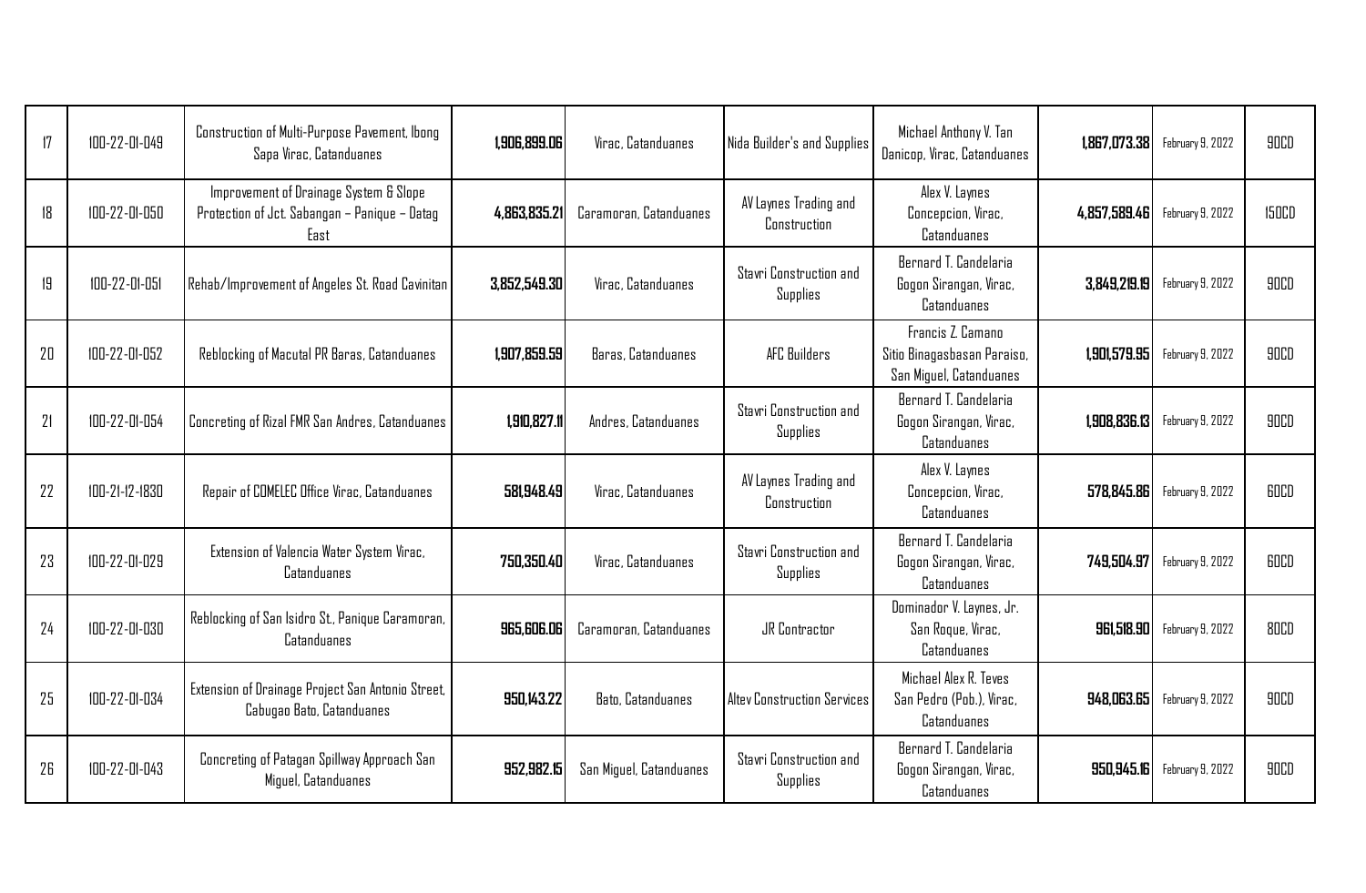| | | | | | | | | | |
|---|---|---|---|---|---|---|---|---|---|
| 17 | 100-22-01-049 | Construction of Multi-Purpose Pavement, Ibong Sapa Virac, Catanduanes | **1,906,899.06** | Virac, Catanduanes | Nida Builder's and Supplies | Michael Anthony V. Tan Danicop, Virac, Catanduanes | **1,867,073.38** | February 9, 2022 | 90CD |
| 18 | 100-22-01-050 | Improvement of Drainage System & Slope Protection of Jct. Sabangan – Panique – Datag East | **4,863,835.21** | Caramoran, Catanduanes | AV Laynes Trading and Construction | Alex V. Laynes Concepcion, Virac, Catanduanes | **4,857,589.46** | February 9, 2022 | 150CD |
| 19 | 100-22-01-051 | Rehab/Improvement of Angeles St. Road Cavinitan | **3,852,549.30** | Virac, Catanduanes | Stavri Construction and Supplies | Bernard T. Candelaria Gogon Sirangan, Virac, Catanduanes | **3,849,219.19** | February 9, 2022 | 90CD |
| 20 | 100-22-01-052 | Reblocking of Macutal PR Baras, Catanduanes | **1,907,859.59** | Baras, Catanduanes | AFC Builders | Francis Z. Camano Sitio Binagasbasan Paraiso, San Miguel, Catanduanes | **1,901,579.95** | February 9, 2022 | 90CD |
| 21 | 100-22-01-054 | Concreting of Rizal FMR San Andres, Catanduanes | **1,910,827.11** | Andres, Catanduanes | Stavri Construction and Supplies | Bernard T. Candelaria Gogon Sirangan, Virac, Catanduanes | **1,908,836.13** | February 9, 2022 | 90CD |
| 22 | 100-21-12-1830 | Repair of COMELEC Office Virac, Catanduanes | **581,948.49** | Virac, Catanduanes | AV Laynes Trading and Construction | Alex V. Laynes Concepcion, Virac, Catanduanes | **578,845.86** | February 9, 2022 | 60CD |
| 23 | 100-22-01-029 | Extension of Valencia Water System Virac, Catanduanes | **750,350.40** | Virac, Catanduanes | Stavri Construction and Supplies | Bernard T. Candelaria Gogon Sirangan, Virac, Catanduanes | **749,504.97** | February 9, 2022 | 60CD |
| 24 | 100-22-01-030 | Reblocking of San Isidro St., Panique Caramoran, Catanduanes | **965,606.06** | Caramoran, Catanduanes | JR Contractor | Dominador V. Laynes, Jr. San Roque, Virac, Catanduanes | **961,518.90** | February 9, 2022 | 80CD |
| 25 | 100-22-01-034 | Extension of Drainage Project San Antonio Street, Cabugao Bato, Catanduanes | **950,143.22** | Bato, Catanduanes | Altev Construction Services | Michael Alex R. Teves San Pedro (Pob.), Virac, Catanduanes | **948,063.65** | February 9, 2022 | 90CD |
| 26 | 100-22-01-043 | Concreting of Patagan Spillway Approach San Miguel, Catanduanes | **952,982.15** | San Miguel, Catanduanes | Stavri Construction and Supplies | Bernard T. Candelaria Gogon Sirangan, Virac, Catanduanes | **950,945.16** | February 9, 2022 | 90CD |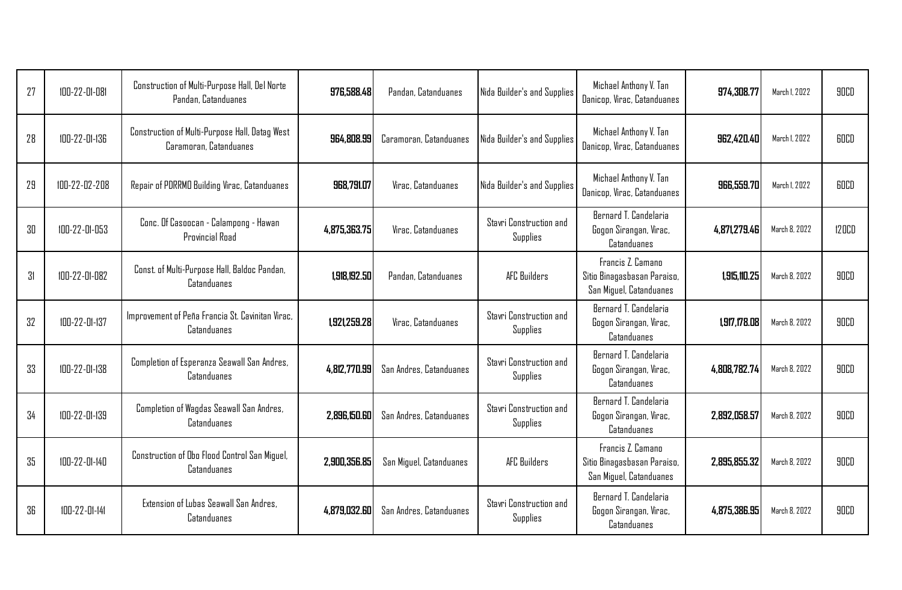| 27 | 100-22-01-081 | Construction of Multi-Purpose Hall, Del Norte Pandan, Catanduanes | **976,588.48** | Pandan, Catanduanes | Nida Builder's and Supplies | Michael Anthony V. Tan Danicop, Virac, Catanduanes | **974,308.77** | March 1, 2022 | 90CD |
|---|---|---|---|---|---|---|---|---|---|
| 28 | 100-22-01-136 | Construction of Multi-Purpose Hall, Datag West Caramoran, Catanduanes | **964,808.99** | Caramoran, Catanduanes | Nida Builder's and Supplies | Michael Anthony V. Tan Danicop, Virac, Catanduanes | **962,420.40** | March 1, 2022 | 60CD |
| 29 | 100-22-02-208 | Repair of PDRRMO Building Virac, Catanduanes | **968,791.07** | Virac, Catanduanes | Nida Builder's and Supplies | Michael Anthony V. Tan Danicop, Virac, Catanduanes | **966,559.70** | March 1, 2022 | 60CD |
| 30 | 100-22-01-053 | Conc. Of Casoocan - Calampong - Hawan Provincial Road | **4,875,363.75** | Virac, Catanduanes | Stavri Construction and Supplies | Bernard T. Candelaria Gogon Sirangan, Virac, Catanduanes | **4,871,279.46** | March 8, 2022 | 120CD |
| 31 | 100-22-01-082 | Const. of Multi-Purpose Hall, Baldoc Pandan, Catanduanes | **1,918,192.50** | Pandan, Catanduanes | AFC Builders | Francis Z. Camano Sitio Binagasbasan Paraiso, San Miguel, Catanduanes | **1,915,110.25** | March 8, 2022 | 90CD |
| 32 | 100-22-01-137 | Improvement of Peña Francia St. Cavinitan Virac, Catanduanes | **1,921,259.28** | Virac, Catanduanes | Stavri Construction and Supplies | Bernard T. Candelaria Gogon Sirangan, Virac, Catanduanes | **1,917,178.08** | March 8, 2022 | 90CD |
| 33 | 100-22-01-138 | Completion of Esperanza Seawall San Andres, Catanduanes | **4,812,770.99** | San Andres, Catanduanes | Stavri Construction and Supplies | Bernard T. Candelaria Gogon Sirangan, Virac, Catanduanes | **4,808,782.74** | March 8, 2022 | 90CD |
| 34 | 100-22-01-139 | Completion of Wagdas Seawall San Andres, Catanduanes | **2,896,150.60** | San Andres, Catanduanes | Stavri Construction and Supplies | Bernard T. Candelaria Gogon Sirangan, Virac, Catanduanes | **2,892,058.57** | March 8, 2022 | 90CD |
| 35 | 100-22-01-140 | Construction of Obo Flood Control San Miguel, Catanduanes | **2,900,356.85** | San Miguel, Catanduanes | AFC Builders | Francis Z. Camano Sitio Binagasbasan Paraiso, San Miguel, Catanduanes | **2,895,855.32** | March 8, 2022 | 90CD |
| 36 | 100-22-01-141 | Extension of Lubas Seawall San Andres, Catanduanes | **4,879,032.60** | San Andres, Catanduanes | Stavri Construction and Supplies | Bernard T. Candelaria Gogon Sirangan, Virac, Catanduanes | **4,875,386.95** | March 8, 2022 | 90CD |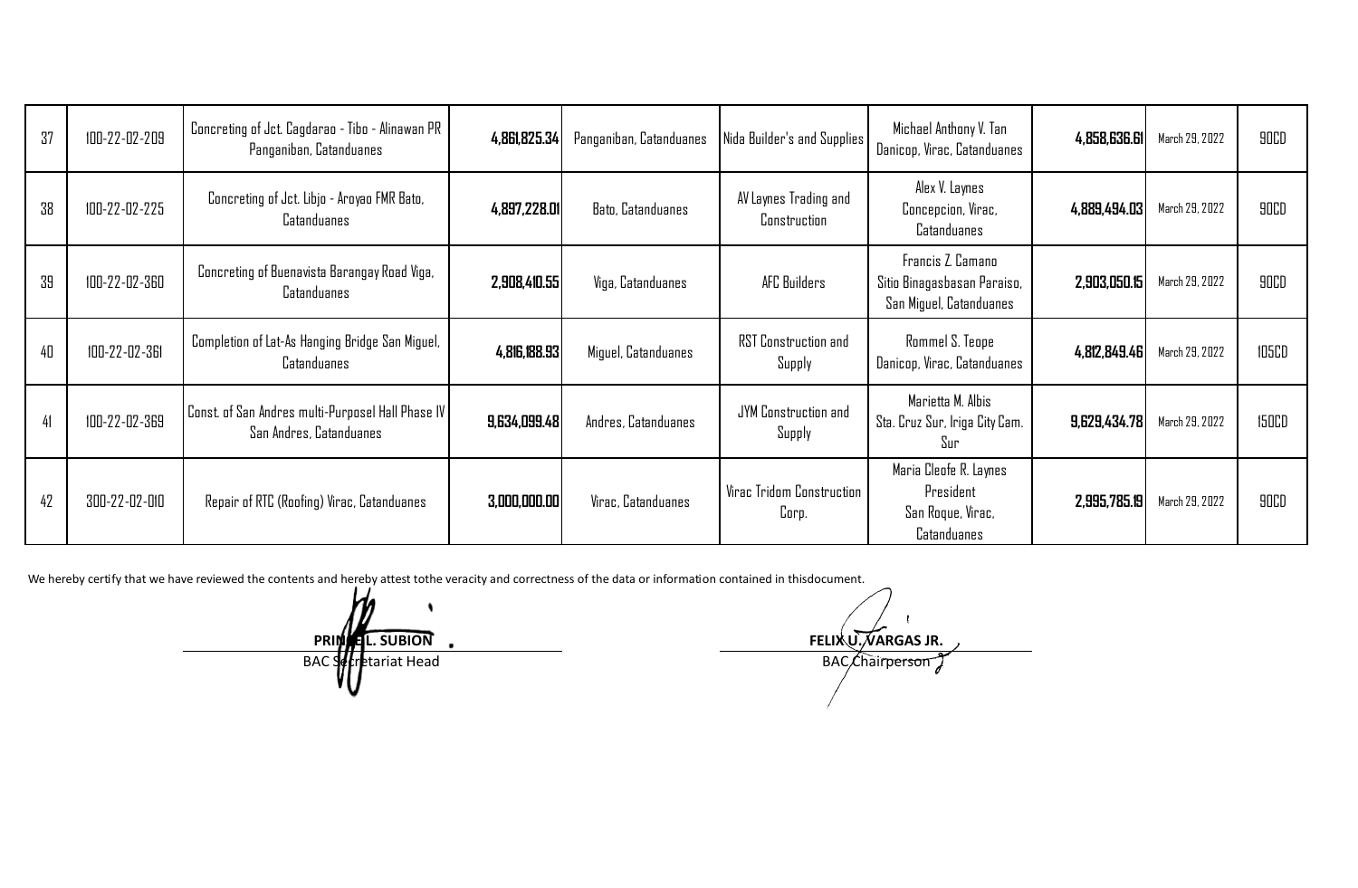| | | | | | | | | | |
|---|---|---|---|---|---|---|---|---|---|
| 37 | 100-22-02-209 | Concreting of Jct. Cagdarao - Tibo - Alinawan PR Panganiban, Catanduanes | **4,861,825.34** | Panganiban, Catanduanes | Nida Builder's and Supplies | Michael Anthony V. Tan Danicop, Virac, Catanduanes | **4,858,636.61** | March 29, 2022 | 90CD |
| 38 | 100-22-02-225 | Concreting of Jct. Libjo - Aroyao FMR Bato, Catanduanes | **4,897,228.01** | Bato, Catanduanes | AV Laynes Trading and Construction | Alex V. Laynes Concepcion, Virac, Catanduanes | **4,889,494.03** | March 29, 2022 | 90CD |
| 39 | 100-22-02-360 | Concreting of Buenavista Barangay Road Viga, Catanduanes | **2,908,410.55** | Viga, Catanduanes | AFC Builders | Francis Z. Camano Sitio Binagasbasan Paraiso, San Miguel, Catanduanes | **2,903,050.15** | March 29, 2022 | 90CD |
| 40 | 100-22-02-361 | Completion of Lat-As Hanging Bridge San Miguel, Catanduanes | **4,816,188.93** | Miguel, Catanduanes | RST Construction and Supply | Rommel S. Teope Danicop, Virac, Catanduanes | **4,812,849.46** | March 29, 2022 | 105CD |
| 41 | 100-22-02-369 | Const. of San Andres multi-Purposel Hall Phase IV San Andres, Catanduanes | **9,634,099.48** | Andres, Catanduanes | JYM Construction and Supply | Marietta M. Albis Sta. Cruz Sur, Iriga City Cam. Sur | **9,629,434.78** | March 29, 2022 | 150CD |
| 42 | 300-22-02-010 | Repair of RTC (Roofing) Virac, Catanduanes | **3,000,000.00** | Virac, Catanduanes | Virac Tridom Construction Corp. | Maria Cleofe R. Laynes President San Roque, Virac, Catanduanes | **2,995,785.19** | March 29, 2022 | 90CD |

We hereby certify that we have reviewed the contents and hereby attest tothe veracity and correctness of the data or information contained in thisdocument.

**PRINCE L. SUBION**
BAC Secretariat Head

**FELIX U. VARGAS JR.**
BAC Chairperson